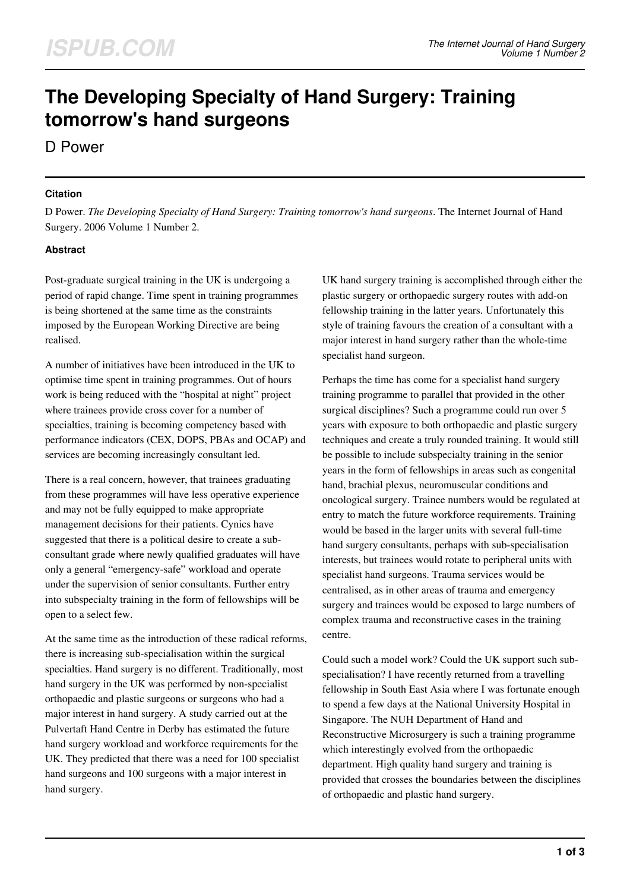# The Developing Specialty of Hand Surgery: Training tomorrow's hand surgeons

D Power

### Citation

D Power. *The Developing Specialty of Hand Surgery: Training tomorrow's hand surgeons*. The Internet Journal of Hand Surgery. 2006 Volume 1 Number 2.

### Abstract

Post-graduate surgical training in the UK is undergoing a period of rapid change. Time spent in training programmes is being shortened at the same time as the constraints imposed by the European Working Directive are being realised.

A number of initiatives have been introduced in the UK to optimise time spent in training programmes. Out of hours work is being reduced with the "hospital at night" project where trainees provide cross cover for a number of specialties, training is becoming competency based with performance indicators (CEX, DOPS, PBAs and OCAP) and services are becoming increasingly consultant led.

There is a real concern, however, that trainees graduating from these programmes will have less operative experience and may not be fully equipped to make appropriate management decisions for their patients. Cynics have suggested that there is a political desire to create a sub-consultant grade where newly qualified graduates will have only a general "emergency-safe" workload and operate under the supervision of senior consultants. Further entry into subspecialty training in the form of fellowships will be open to a select few.

At the same time as the introduction of these radical reforms, there is increasing sub-specialisation within the surgical specialties. Hand surgery is no different. Traditionally, most hand surgery in the UK was performed by non-specialist orthopaedic and plastic surgeons or surgeons who had a major interest in hand surgery. A study carried out at the Pulvertaft Hand Centre in Derby has estimated the future hand surgery workload and workforce requirements for the UK. They predicted that there was a need for 100 specialist hand surgeons and 100 surgeons with a major interest in hand surgery.

UK hand surgery training is accomplished through either the plastic surgery or orthopaedic surgery routes with add-on fellowship training in the latter years. Unfortunately this style of training favours the creation of a consultant with a major interest in hand surgery rather than the whole-time specialist hand surgeon.

Perhaps the time has come for a specialist hand surgery training programme to parallel that provided in the other surgical disciplines? Such a programme could run over 5 years with exposure to both orthopaedic and plastic surgery techniques and create a truly rounded training. It would still be possible to include subspecialty training in the senior years in the form of fellowships in areas such as congenital hand, brachial plexus, neuromuscular conditions and oncological surgery. Trainee numbers would be regulated at entry to match the future workforce requirements. Training would be based in the larger units with several full-time hand surgery consultants, perhaps with sub-specialisation interests, but trainees would rotate to peripheral units with specialist hand surgeons. Trauma services would be centralised, as in other areas of trauma and emergency surgery and trainees would be exposed to large numbers of complex trauma and reconstructive cases in the training centre.

Could such a model work? Could the UK support such sub-specialisation? I have recently returned from a travelling fellowship in South East Asia where I was fortunate enough to spend a few days at the National University Hospital in Singapore. The NUH Department of Hand and Reconstructive Microsurgery is such a training programme which interestingly evolved from the orthopaedic department. High quality hand surgery and training is provided that crosses the boundaries between the disciplines of orthopaedic and plastic hand surgery.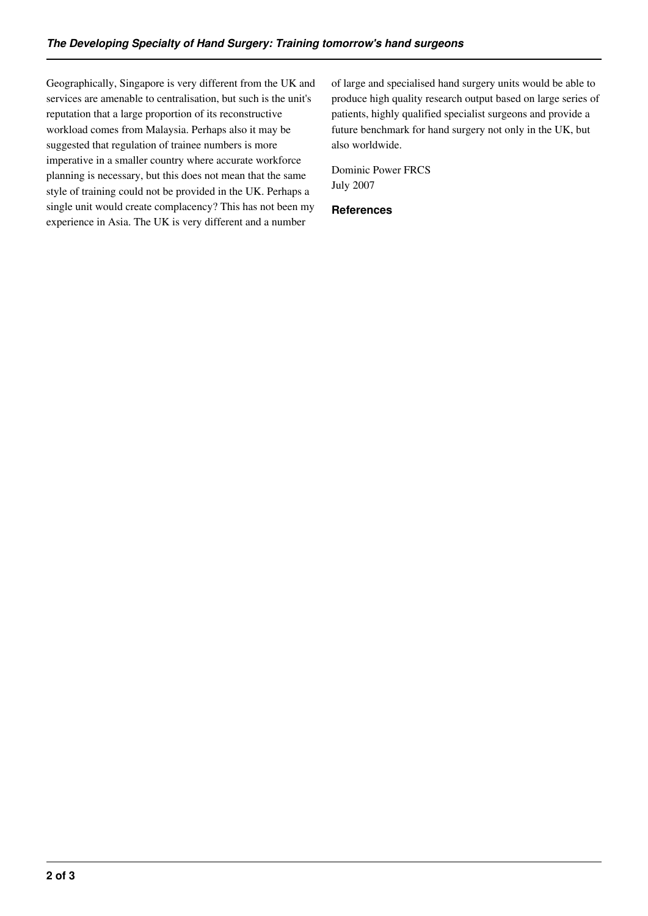Geographically, Singapore is very different from the UK and services are amenable to centralisation, but such is the unit's reputation that a large proportion of its reconstructive workload comes from Malaysia. Perhaps also it may be suggested that regulation of trainee numbers is more imperative in a smaller country where accurate workforce planning is necessary, but this does not mean that the same style of training could not be provided in the UK. Perhaps a single unit would create complacency? This has not been my experience in Asia. The UK is very different and a number of large and specialised hand surgery units would be able to produce high quality research output based on large series of patients, highly qualified specialist surgeons and provide a future benchmark for hand surgery not only in the UK, but also worldwide.

Dominic Power FRCS
July 2007

### References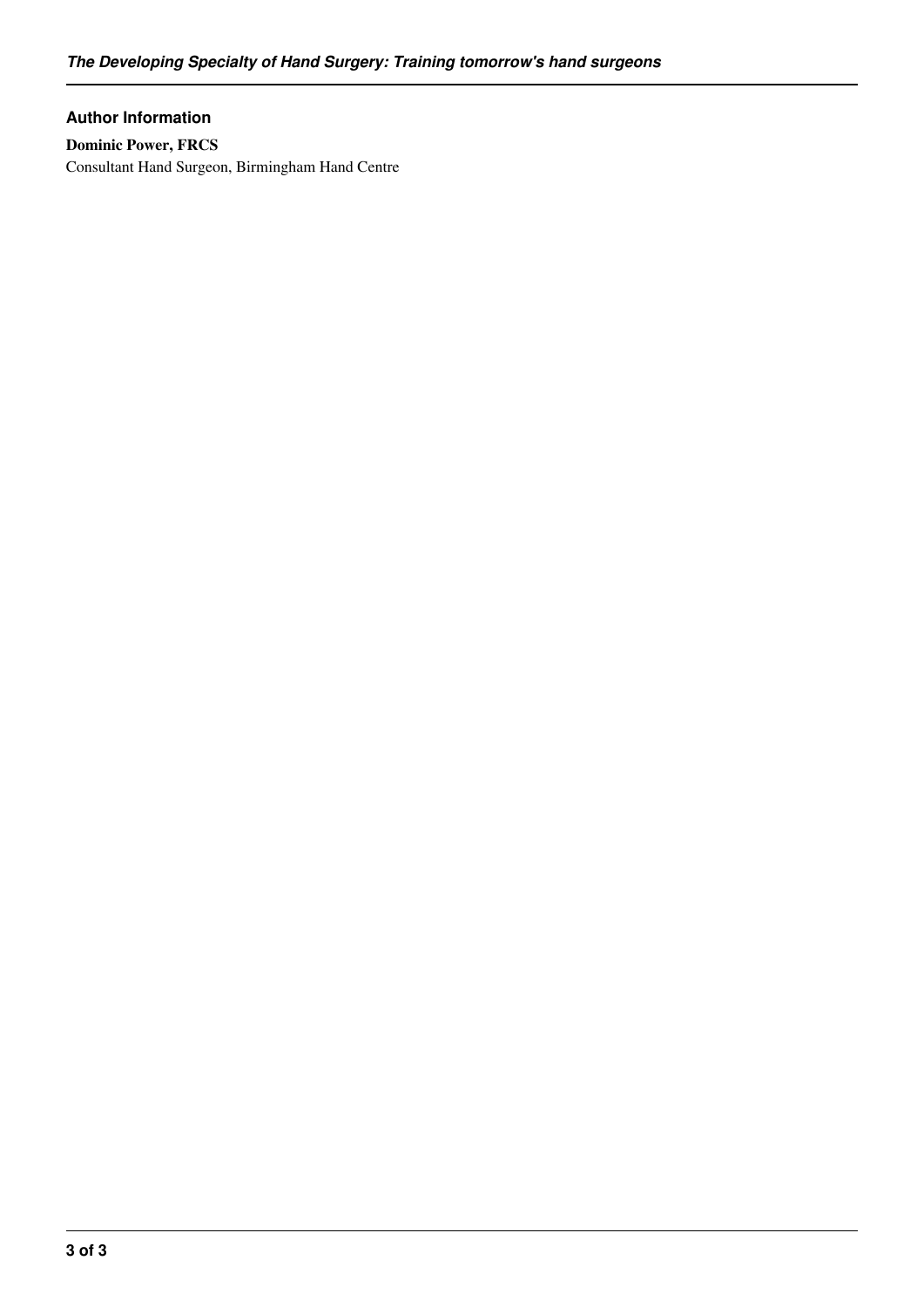## Author Information

**Dominic Power, FRCS**
Consultant Hand Surgeon, Birmingham Hand Centre